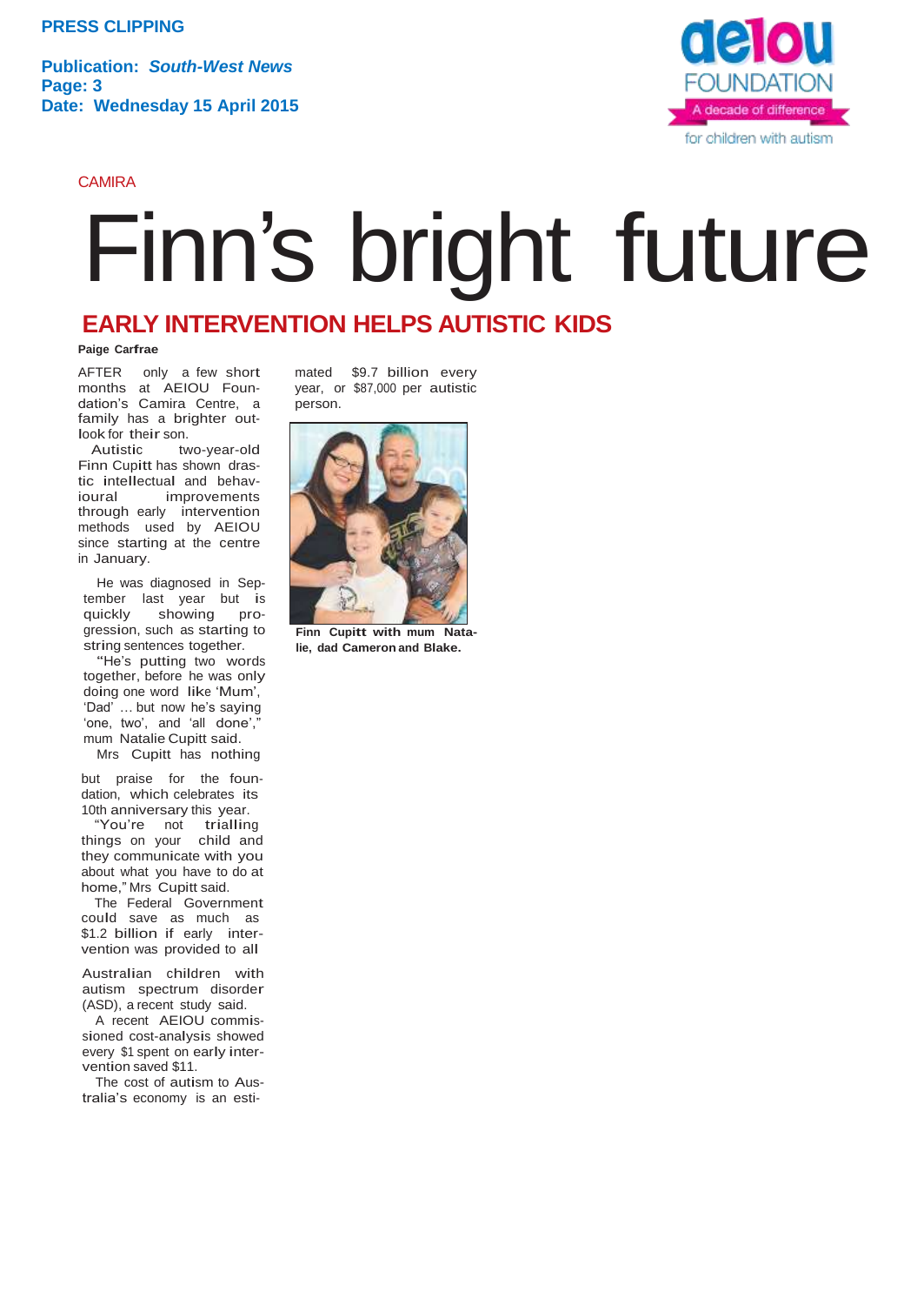**PRESS CLIPPING**

**Publication:** ***South-West News***
**Page: 3**
**Date: Wednesday 15 April 2015**

aeiou FOUNDATION
A decade of difference
for children with autism

CAMIRA

# Finn's bright future

## EARLY INTERVENTION HELPS AUTISTIC KIDS

**Paige Carfrae**

AFTER only a few short months at AEIOU Foundation's Camira Centre, a family has a brighter outlook for their son.

Autistic two-year-old Finn Cupitt has shown drastic intellectual and behavioural improvements through early intervention methods used by AEIOU since starting at the centre in January.

He was diagnosed in September last year but is quickly showing progression, such as starting to string sentences together.

"He's putting two words together, before he was only doing one word like 'Mum', 'Dad' … but now he's saying 'one, two', and 'all done'," mum Natalie Cupitt said.

Mrs Cupitt has nothing but praise for the foundation, which celebrates its 10th anniversary this year.

"You're not trialling things on your child and they communicate with you about what you have to do at home," Mrs Cupitt said.

The Federal Government could save as much as $1.2 billion if early intervention was provided to all Australian children with autism spectrum disorder (ASD), a recent study said.

A recent AEIOU commissioned cost-analysis showed every $1 spent on early intervention saved $11.

The cost of autism to Australia's economy is an estimated $9.7 billion every year, or $87,000 per autistic person.

**Finn Cupitt with mum Natalie, dad Cameron and Blake.**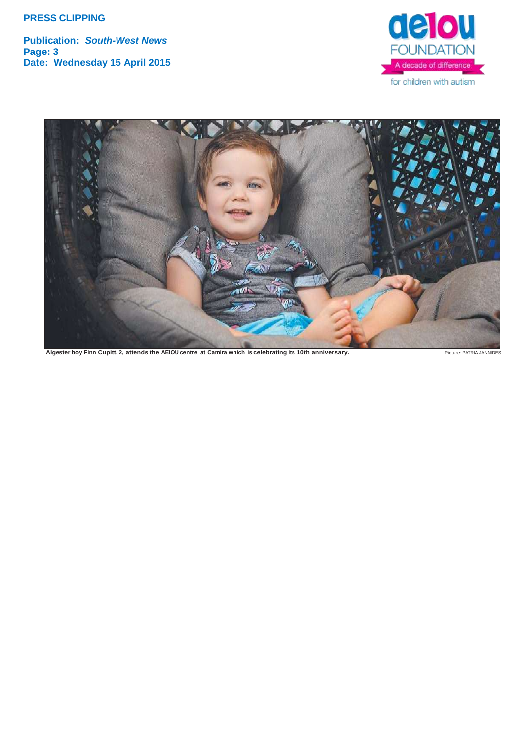**PRESS CLIPPING**

**Publication: *South-West News***
**Page: 3**
**Date: Wednesday 15 April 2015**

aeiou FOUNDATION
A decade of difference
for children with autism

**Algester boy Finn Cupitt, 2, attends the AEIOU centre at Camira which is celebrating its 10th anniversary.**

Picture: PATRIA JANNIDES